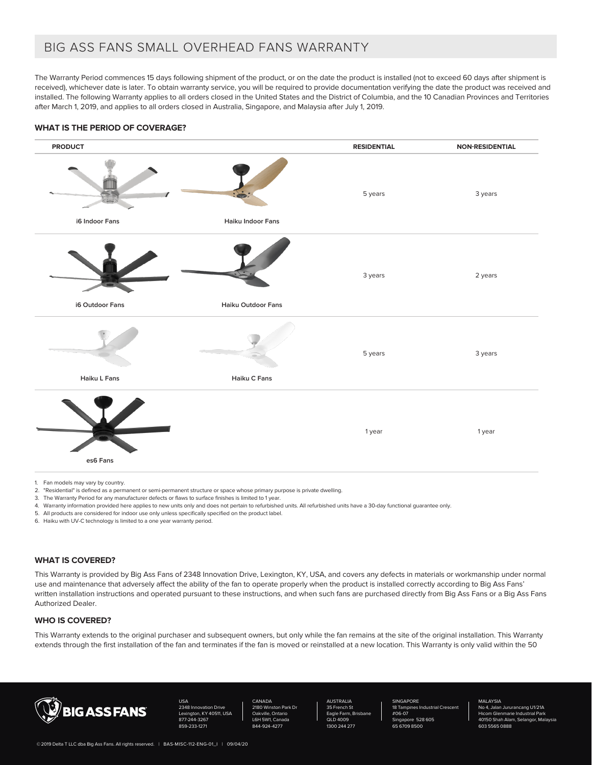# BIG ASS FANS SMALL OVERHEAD FANS WARRANTY

The Warranty Period commences 15 days following shipment of the product, or on the date the product is installed (not to exceed 60 days after shipment is received), whichever date is later. To obtain warranty service, you will be required to provide documentation verifying the date the product was received and installed. The following Warranty applies to all orders closed in the United States and the District of Columbia, and the 10 Canadian Provinces and Territories after March 1, 2019, and applies to all orders closed in Australia, Singapore, and Malaysia after July 1, 2019.

### WHAT IS THE PERIOD OF COVERAGE?

| PRODUCT | | RESIDENTIAL | NON-RESIDENTIAL |
|---|---|---|---|
| i6 Indoor Fans | Haiku Indoor Fans | 5 years | 3 years |
| i6 Outdoor Fans | Haiku Outdoor Fans | 3 years | 2 years |
| Haiku L Fans | Haiku C Fans | 5 years | 3 years |
| es6 Fans | | 1 year | 1 year |

1. Fan models may vary by country.
2. "Residential" is defined as a permanent or semi-permanent structure or space whose primary purpose is private dwelling.
3. The Warranty Period for any manufacturer defects or flaws to surface finishes is limited to 1 year.
4. Warranty information provided here applies to new units only and does not pertain to refurbished units. All refurbished units have a 30-day functional guarantee only.
5. All products are considered for indoor use only unless specifically specified on the product label.
6. Haiku with UV-C technology is limited to a one year warranty period.

### WHAT IS COVERED?

This Warranty is provided by Big Ass Fans of 2348 Innovation Drive, Lexington, KY, USA, and covers any defects in materials or workmanship under normal use and maintenance that adversely affect the ability of the fan to operate properly when the product is installed correctly according to Big Ass Fans' written installation instructions and operated pursuant to these instructions, and when such fans are purchased directly from Big Ass Fans or a Big Ass Fans Authorized Dealer.

### WHO IS COVERED?

This Warranty extends to the original purchaser and subsequent owners, but only while the fan remains at the site of the original installation. This Warranty extends through the first installation of the fan and terminates if the fan is moved or reinstalled at a new location. This Warranty is only valid within the 50

USA
2348 Innovation Drive
Lexington, KY 40511, USA
877-244-3267
859-233-1271

CANADA
2180 Winston Park Dr
Oakville, Ontario
L6H 5W1, Canada
844-924-4277

AUSTRALIA
35 French St
Eagle Farm, Brisbane
QLD 4009
1300 244 277

SINGAPORE
18 Tampines Industrial Crescent
#06-07
Singapore 528 605
65 6709 8500

MALAYSIA
No 4, Jalan Jururancang U1/21A
Hicom Glenmarie Industrial Park
40150 Shah Alam, Selangor, Malaysia
603 5565 0888

© 2019 Delta T LLC dba Big Ass Fans. All rights reserved. | BAS-MISC-112-ENG-01_I | 09/04/20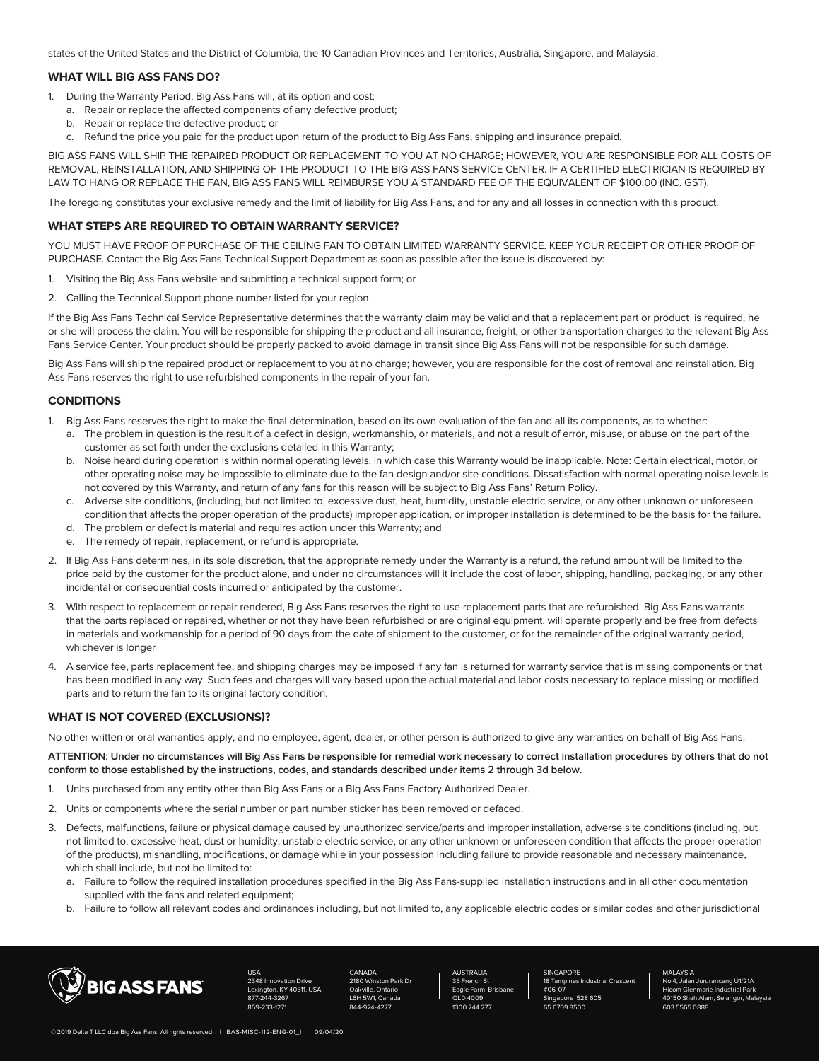states of the United States and the District of Columbia, the 10 Canadian Provinces and Territories, Australia, Singapore, and Malaysia.

### WHAT WILL BIG ASS FANS DO?

1. During the Warranty Period, Big Ass Fans will, at its option and cost:
   a. Repair or replace the affected components of any defective product;
   b. Repair or replace the defective product; or
   c. Refund the price you paid for the product upon return of the product to Big Ass Fans, shipping and insurance prepaid.

BIG ASS FANS WILL SHIP THE REPAIRED PRODUCT OR REPLACEMENT TO YOU AT NO CHARGE; HOWEVER, YOU ARE RESPONSIBLE FOR ALL COSTS OF REMOVAL, REINSTALLATION, AND SHIPPING OF THE PRODUCT TO THE BIG ASS FANS SERVICE CENTER. IF A CERTIFIED ELECTRICIAN IS REQUIRED BY LAW TO HANG OR REPLACE THE FAN, BIG ASS FANS WILL REIMBURSE YOU A STANDARD FEE OF THE EQUIVALENT OF $100.00 (INC. GST).

The foregoing constitutes your exclusive remedy and the limit of liability for Big Ass Fans, and for any and all losses in connection with this product.

### WHAT STEPS ARE REQUIRED TO OBTAIN WARRANTY SERVICE?

YOU MUST HAVE PROOF OF PURCHASE OF THE CEILING FAN TO OBTAIN LIMITED WARRANTY SERVICE. KEEP YOUR RECEIPT OR OTHER PROOF OF PURCHASE. Contact the Big Ass Fans Technical Support Department as soon as possible after the issue is discovered by:

1. Visiting the Big Ass Fans website and submitting a technical support form; or
2. Calling the Technical Support phone number listed for your region.

If the Big Ass Fans Technical Service Representative determines that the warranty claim may be valid and that a replacement part or product is required, he or she will process the claim. You will be responsible for shipping the product and all insurance, freight, or other transportation charges to the relevant Big Ass Fans Service Center. Your product should be properly packed to avoid damage in transit since Big Ass Fans will not be responsible for such damage.

Big Ass Fans will ship the repaired product or replacement to you at no charge; however, you are responsible for the cost of removal and reinstallation. Big Ass Fans reserves the right to use refurbished components in the repair of your fan.

### CONDITIONS

1. Big Ass Fans reserves the right to make the final determination, based on its own evaluation of the fan and all its components, as to whether:
   a. The problem in question is the result of a defect in design, workmanship, or materials, and not a result of error, misuse, or abuse on the part of the customer as set forth under the exclusions detailed in this Warranty;
   b. Noise heard during operation is within normal operating levels, in which case this Warranty would be inapplicable. Note: Certain electrical, motor, or other operating noise may be impossible to eliminate due to the fan design and/or site conditions. Dissatisfaction with normal operating noise levels is not covered by this Warranty, and return of any fans for this reason will be subject to Big Ass Fans' Return Policy.
   c. Adverse site conditions, (including, but not limited to, excessive dust, heat, humidity, unstable electric service, or any other unknown or unforeseen condition that affects the proper operation of the products) improper application, or improper installation is determined to be the basis for the failure.
   d. The problem or defect is material and requires action under this Warranty; and
   e. The remedy of repair, replacement, or refund is appropriate.
2. If Big Ass Fans determines, in its sole discretion, that the appropriate remedy under the Warranty is a refund, the refund amount will be limited to the price paid by the customer for the product alone, and under no circumstances will it include the cost of labor, shipping, handling, packaging, or any other incidental or consequential costs incurred or anticipated by the customer.
3. With respect to replacement or repair rendered, Big Ass Fans reserves the right to use replacement parts that are refurbished. Big Ass Fans warrants that the parts replaced or repaired, whether or not they have been refurbished or are original equipment, will operate properly and be free from defects in materials and workmanship for a period of 90 days from the date of shipment to the customer, or for the remainder of the original warranty period, whichever is longer
4. A service fee, parts replacement fee, and shipping charges may be imposed if any fan is returned for warranty service that is missing components or that has been modified in any way. Such fees and charges will vary based upon the actual material and labor costs necessary to replace missing or modified parts and to return the fan to its original factory condition.

### WHAT IS NOT COVERED (EXCLUSIONS)?

No other written or oral warranties apply, and no employee, agent, dealer, or other person is authorized to give any warranties on behalf of Big Ass Fans.

**ATTENTION: Under no circumstances will Big Ass Fans be responsible for remedial work necessary to correct installation procedures by others that do not conform to those established by the instructions, codes, and standards described under items 2 through 3d below.**

1. Units purchased from any entity other than Big Ass Fans or a Big Ass Fans Factory Authorized Dealer.
2. Units or components where the serial number or part number sticker has been removed or defaced.
3. Defects, malfunctions, failure or physical damage caused by unauthorized service/parts and improper installation, adverse site conditions (including, but not limited to, excessive heat, dust or humidity, unstable electric service, or any other unknown or unforeseen condition that affects the proper operation of the products), mishandling, modifications, or damage while in your possession including failure to provide reasonable and necessary maintenance, which shall include, but not be limited to:
   a. Failure to follow the required installation procedures specified in the Big Ass Fans-supplied installation instructions and in all other documentation supplied with the fans and related equipment;
   b. Failure to follow all relevant codes and ordinances including, but not limited to, any applicable electric codes or similar codes and other jurisdictional

BIG ASS FANS

USA
2348 Innovation Drive
Lexington, KY 40511, USA
877-244-3267
859-233-1271

CANADA
2180 Winston Park Dr
Oakville, Ontario
L6H 5W1, Canada
844-924-4277

AUSTRALIA
35 French St
Eagle Farm, Brisbane
QLD 4009
1300 244 277

SINGAPORE
18 Tampines Industrial Crescent
#06-07
Singapore 528 605
65 6709 8500

MALAYSIA
No 4, Jalan Jururancang U1/21A
Hicom Glenmarie Industrial Park
40150 Shah Alam, Selangor, Malaysia
603 5565 0888

© 2019 Delta T LLC dba Big Ass Fans. All rights reserved. | BAS-MISC-112-ENG-01_I | 09/04/20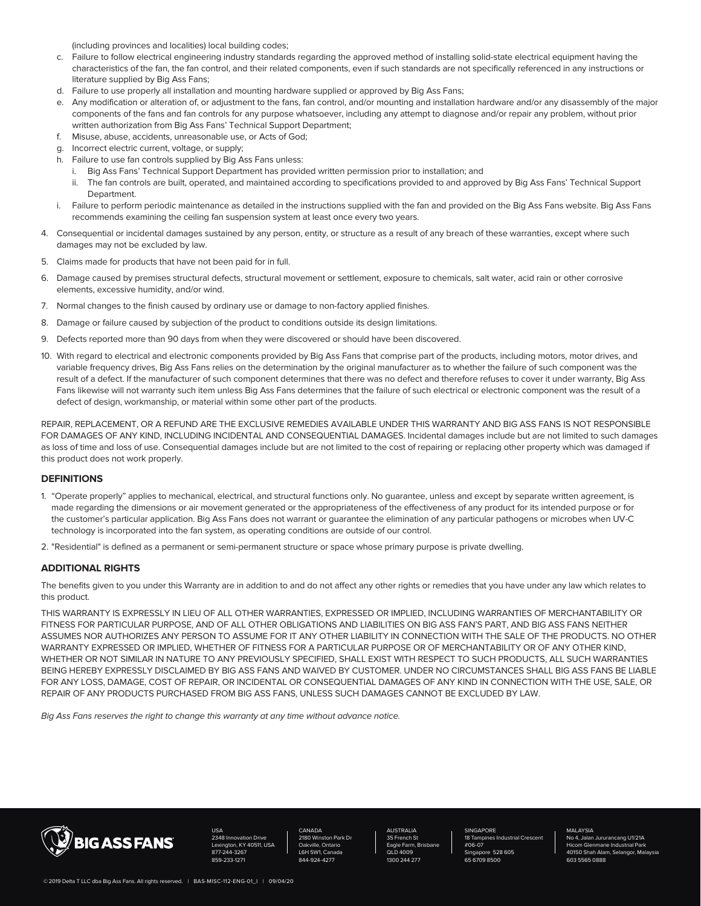(including provinces and localities) local building codes;

c. Failure to follow electrical engineering industry standards regarding the approved method of installing solid-state electrical equipment having the characteristics of the fan, the fan control, and their related components, even if such standards are not specifically referenced in any instructions or literature supplied by Big Ass Fans;

d. Failure to use properly all installation and mounting hardware supplied or approved by Big Ass Fans;

e. Any modification or alteration of, or adjustment to the fans, fan control, and/or mounting and installation hardware and/or any disassembly of the major components of the fans and fan controls for any purpose whatsoever, including any attempt to diagnose and/or repair any problem, without prior written authorization from Big Ass Fans' Technical Support Department;

f. Misuse, abuse, accidents, unreasonable use, or Acts of God;

g. Incorrect electric current, voltage, or supply;

h. Failure to use fan controls supplied by Big Ass Fans unless:
   i. Big Ass Fans' Technical Support Department has provided written permission prior to installation; and
   ii. The fan controls are built, operated, and maintained according to specifications provided to and approved by Big Ass Fans' Technical Support Department.

i. Failure to perform periodic maintenance as detailed in the instructions supplied with the fan and provided on the Big Ass Fans website. Big Ass Fans recommends examining the ceiling fan suspension system at least once every two years.

4. Consequential or incidental damages sustained by any person, entity, or structure as a result of any breach of these warranties, except where such damages may not be excluded by law.

5. Claims made for products that have not been paid for in full.

6. Damage caused by premises structural defects, structural movement or settlement, exposure to chemicals, salt water, acid rain or other corrosive elements, excessive humidity, and/or wind.

7. Normal changes to the finish caused by ordinary use or damage to non-factory applied finishes.

8. Damage or failure caused by subjection of the product to conditions outside its design limitations.

9. Defects reported more than 90 days from when they were discovered or should have been discovered.

10. With regard to electrical and electronic components provided by Big Ass Fans that comprise part of the products, including motors, motor drives, and variable frequency drives, Big Ass Fans relies on the determination by the original manufacturer as to whether the failure of such component was the result of a defect. If the manufacturer of such component determines that there was no defect and therefore refuses to cover it under warranty, Big Ass Fans likewise will not warranty such item unless Big Ass Fans determines that the failure of such electrical or electronic component was the result of a defect of design, workmanship, or material within some other part of the products.

REPAIR, REPLACEMENT, OR A REFUND ARE THE EXCLUSIVE REMEDIES AVAILABLE UNDER THIS WARRANTY AND BIG ASS FANS IS NOT RESPONSIBLE FOR DAMAGES OF ANY KIND, INCLUDING INCIDENTAL AND CONSEQUENTIAL DAMAGES. Incidental damages include but are not limited to such damages as loss of time and loss of use. Consequential damages include but are not limited to the cost of repairing or replacing other property which was damaged if this product does not work properly.

## DEFINITIONS

1. "Operate properly" applies to mechanical, electrical, and structural functions only. No guarantee, unless and except by separate written agreement, is made regarding the dimensions or air movement generated or the appropriateness of the effectiveness of any product for its intended purpose or for the customer's particular application. Big Ass Fans does not warrant or guarantee the elimination of any particular pathogens or microbes when UV-C technology is incorporated into the fan system, as operating conditions are outside of our control.

2. "Residential" is defined as a permanent or semi-permanent structure or space whose primary purpose is private dwelling.

## ADDITIONAL RIGHTS

The benefits given to you under this Warranty are in addition to and do not affect any other rights or remedies that you have under any law which relates to this product.

THIS WARRANTY IS EXPRESSLY IN LIEU OF ALL OTHER WARRANTIES, EXPRESSED OR IMPLIED, INCLUDING WARRANTIES OF MERCHANTABILITY OR FITNESS FOR PARTICULAR PURPOSE, AND OF ALL OTHER OBLIGATIONS AND LIABILITIES ON BIG ASS FAN'S PART, AND BIG ASS FANS NEITHER ASSUMES NOR AUTHORIZES ANY PERSON TO ASSUME FOR IT ANY OTHER LIABILITY IN CONNECTION WITH THE SALE OF THE PRODUCTS. NO OTHER WARRANTY EXPRESSED OR IMPLIED, WHETHER OF FITNESS FOR A PARTICULAR PURPOSE OR OF MERCHANTABILITY OR OF ANY OTHER KIND, WHETHER OR NOT SIMILAR IN NATURE TO ANY PREVIOUSLY SPECIFIED, SHALL EXIST WITH RESPECT TO SUCH PRODUCTS, ALL SUCH WARRANTIES BEING HEREBY EXPRESSLY DISCLAIMED BY BIG ASS FANS AND WAIVED BY CUSTOMER. UNDER NO CIRCUMSTANCES SHALL BIG ASS FANS BE LIABLE FOR ANY LOSS, DAMAGE, COST OF REPAIR, OR INCIDENTAL OR CONSEQUENTIAL DAMAGES OF ANY KIND IN CONNECTION WITH THE USE, SALE, OR REPAIR OF ANY PRODUCTS PURCHASED FROM BIG ASS FANS, UNLESS SUCH DAMAGES CANNOT BE EXCLUDED BY LAW.

*Big Ass Fans reserves the right to change this warranty at any time without advance notice.*

BIG ASS FANS

USA
2348 Innovation Drive
Lexington, KY 40511, USA
877-244-3267
859-233-1271

CANADA
2180 Winston Park Dr
Oakville, Ontario
L6H 5W1, Canada
844-924-4277

AUSTRALIA
35 French St
Eagle Farm, Brisbane
QLD 4009
1300 244 277

SINGAPORE
18 Tampines Industrial Crescent
#06-07
Singapore 528 605
65 6709 8500

MALAYSIA
No 4, Jalan Jururancang U1/21A
Hicom Glenmarie Industrial Park
40150 Shah Alam, Selangor, Malaysia
603 5565 0888

© 2019 Delta T LLC dba Big Ass Fans. All rights reserved. | BAS-MISC-112-ENG-01_I | 09/04/20